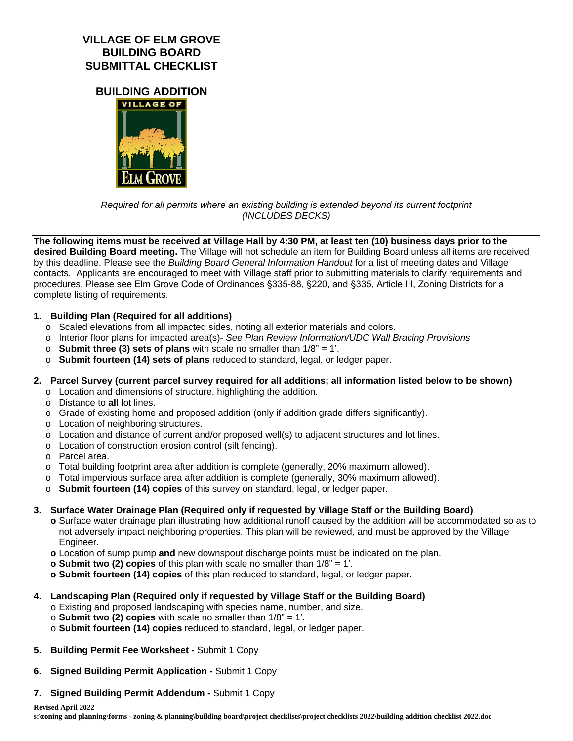# VILLAGE OF ELM GROVE
# BUILDING BOARD
# SUBMITTAL CHECKLIST

## BUILDING ADDITION

*Required for all permits where an existing building is extended beyond its current footprint (INCLUDES DECKS)*

---

**The following items must be received at Village Hall by 4:30 PM, at least ten (10) business days prior to the desired Building Board meeting.** The Village will not schedule an item for Building Board unless all items are received by this deadline. Please see the *Building Board General Information Handout* for a list of meeting dates and Village contacts. Applicants are encouraged to meet with Village staff prior to submitting materials to clarify requirements and procedures. Please see Elm Grove Code of Ordinances §335-88, §220, and §335, Article III, Zoning Districts for a complete listing of requirements.

1. **Building Plan (Required for all additions)**
   - Scaled elevations from all impacted sides, noting all exterior materials and colors.
   - Interior floor plans for impacted area(s)- *See Plan Review Information/UDC Wall Bracing Provisions*
   - **Submit three (3) sets of plans** with scale no smaller than 1/8" = 1'.
   - **Submit fourteen (14) sets of plans** reduced to standard, legal, or ledger paper.

2. **Parcel Survey (<u>current</u> parcel survey required for all additions; all information listed below to be shown)**
   - Location and dimensions of structure, highlighting the addition.
   - Distance to **all** lot lines.
   - Grade of existing home and proposed addition (only if addition grade differs significantly).
   - Location of neighboring structures.
   - Location and distance of current and/or proposed well(s) to adjacent structures and lot lines.
   - Location of construction erosion control (silt fencing).
   - Parcel area.
   - Total building footprint area after addition is complete (generally, 20% maximum allowed).
   - Total impervious surface area after addition is complete (generally, 30% maximum allowed).
   - **Submit fourteen (14) copies** of this survey on standard, legal, or ledger paper.

3. **Surface Water Drainage Plan (Required only if requested by Village Staff or the Building Board)**
   - Surface water drainage plan illustrating how additional runoff caused by the addition will be accommodated so as to not adversely impact neighboring properties. This plan will be reviewed, and must be approved by the Village Engineer.
   - Location of sump pump **and** new downspout discharge points must be indicated on the plan.
   - **Submit two (2) copies** of this plan with scale no smaller than 1/8" = 1'.
   - **Submit fourteen (14) copies** of this plan reduced to standard, legal, or ledger paper.

4. **Landscaping Plan (Required only if requested by Village Staff or the Building Board)**
   - Existing and proposed landscaping with species name, number, and size.
   - **Submit two (2) copies** with scale no smaller than 1/8" = 1'.
   - **Submit fourteen (14) copies** reduced to standard, legal, or ledger paper.

5. **Building Permit Fee Worksheet -** Submit 1 Copy

6. **Signed Building Permit Application -** Submit 1 Copy

7. **Signed Building Permit Addendum -** Submit 1 Copy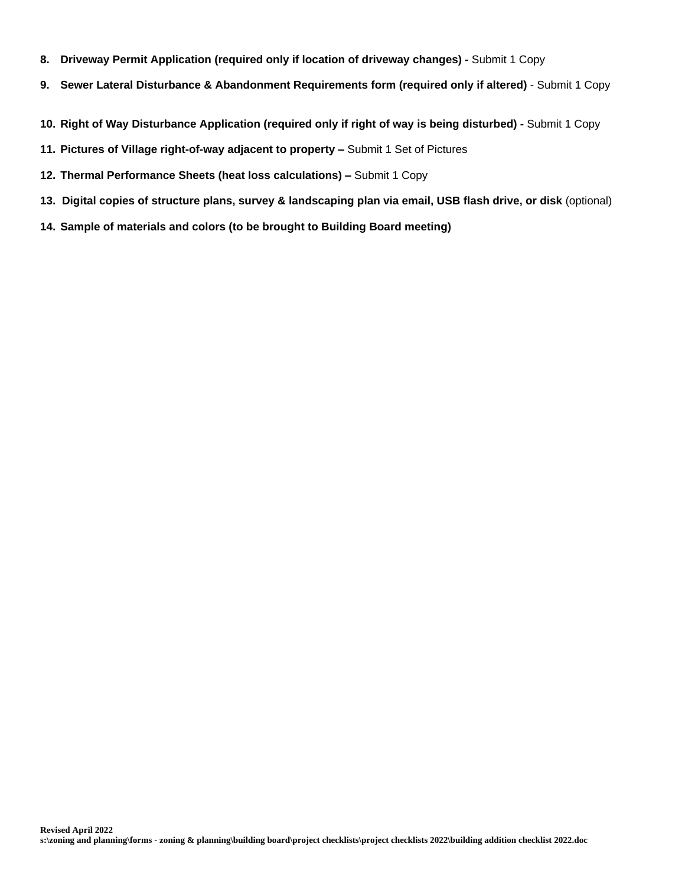8. **Driveway Permit Application (required only if location of driveway changes) -** Submit 1 Copy

9. **Sewer Lateral Disturbance & Abandonment Requirements form (required only if altered)** - Submit 1 Copy

10. **Right of Way Disturbance Application (required only if right of way is being disturbed) -** Submit 1 Copy

11. **Pictures of Village right-of-way adjacent to property –** Submit 1 Set of Pictures

12. **Thermal Performance Sheets (heat loss calculations) –** Submit 1 Copy

13. **Digital copies of structure plans, survey & landscaping plan via email, USB flash drive, or disk** (optional)

14. **Sample of materials and colors (to be brought to Building Board meeting)**

**Revised April 2022**
**s:\zoning and planning\forms - zoning & planning\building board\project checklists\project checklists 2022\building addition checklist 2022.doc**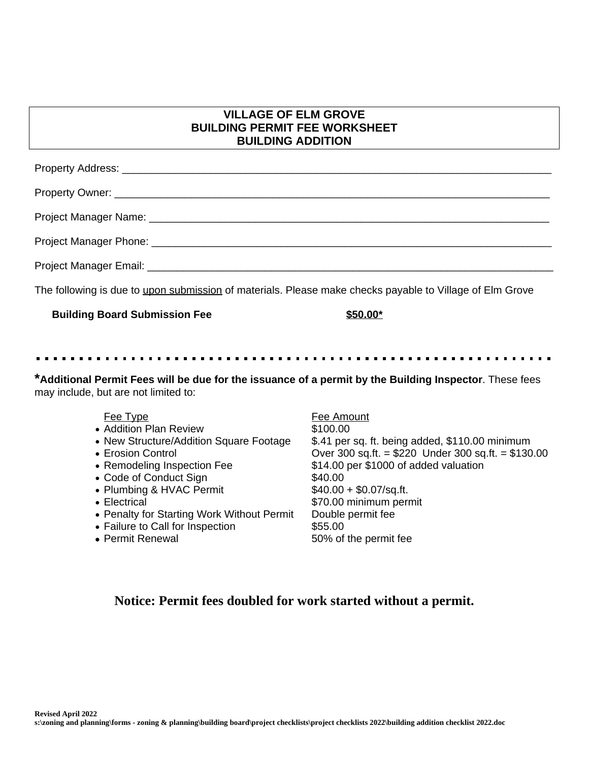**VILLAGE OF ELM GROVE**
**BUILDING PERMIT FEE WORKSHEET**
**BUILDING ADDITION**

Property Address: ___________________________________________________________________________

Property Owner: ____________________________________________________________________________

Project Manager Name: _______________________________________________________________________

Project Manager Phone: _______________________________________________________________________

Project Manager Email: _______________________________________________________________________

The following is due to upon submission of materials. Please make checks payable to Village of Elm Grove

**Building Board Submission Fee** **$50.00***

---

***Additional Permit Fees will be due for the issuance of a permit by the Building Inspector**. These fees may include, but are not limited to:

| Fee Type | Fee Amount |
|---|---|
| Addition Plan Review | $100.00 |
| New Structure/Addition Square Footage | $.41 per sq. ft. being added, $110.00 minimum |
| Erosion Control | Over 300 sq.ft. = $220 Under 300 sq.ft. = $130.00 |
| Remodeling Inspection Fee | $14.00 per $1000 of added valuation |
| Code of Conduct Sign | $40.00 |
| Plumbing & HVAC Permit | $40.00 + $0.07/sq.ft. |
| Electrical | $70.00 minimum permit |
| Penalty for Starting Work Without Permit | Double permit fee |
| Failure to Call for Inspection | $55.00 |
| Permit Renewal | 50% of the permit fee |

**Notice: Permit fees doubled for work started without a permit.**

Revised April 2022
s:\zoning and planning\forms - zoning & planning\building board\project checklists\project checklists 2022\building addition checklist 2022.doc